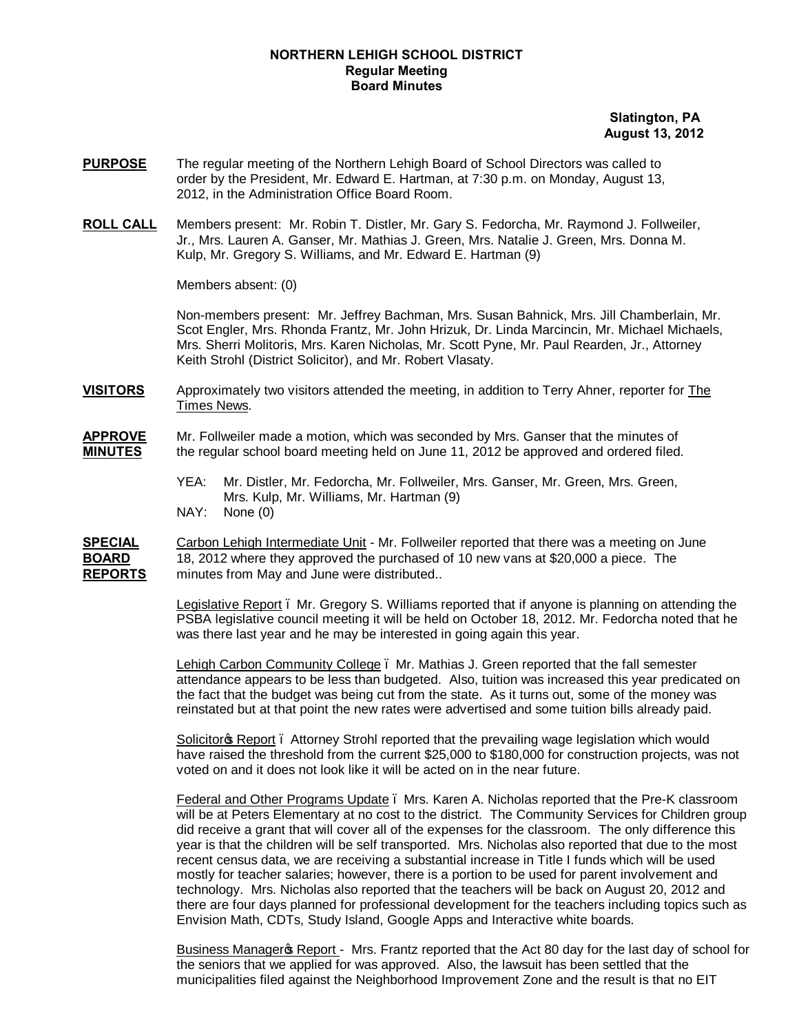**NORTHERN LEHIGH SCHOOL DISTRICT**
**Regular Meeting**
**Board Minutes**

**Slatington, PA**
**August 13, 2012**

**PURPOSE** The regular meeting of the Northern Lehigh Board of School Directors was called to order by the President, Mr. Edward E. Hartman, at 7:30 p.m. on Monday, August 13, 2012, in the Administration Office Board Room.

**ROLL CALL** Members present: Mr. Robin T. Distler, Mr. Gary S. Fedorcha, Mr. Raymond J. Follweiler, Jr., Mrs. Lauren A. Ganser, Mr. Mathias J. Green, Mrs. Natalie J. Green, Mrs. Donna M. Kulp, Mr. Gregory S. Williams, and Mr. Edward E. Hartman (9)

Members absent: (0)

Non-members present: Mr. Jeffrey Bachman, Mrs. Susan Bahnick, Mrs. Jill Chamberlain, Mr. Scot Engler, Mrs. Rhonda Frantz, Mr. John Hrizuk, Dr. Linda Marcincin, Mr. Michael Michaels, Mrs. Sherri Molitoris, Mrs. Karen Nicholas, Mr. Scott Pyne, Mr. Paul Rearden, Jr., Attorney Keith Strohl (District Solicitor), and Mr. Robert Vlasaty.

**VISITORS** Approximately two visitors attended the meeting, in addition to Terry Ahner, reporter for The Times News.

**APPROVE MINUTES** Mr. Follweiler made a motion, which was seconded by Mrs. Ganser that the minutes of the regular school board meeting held on June 11, 2012 be approved and ordered filed.

YEA: Mr. Distler, Mr. Fedorcha, Mr. Follweiler, Mrs. Ganser, Mr. Green, Mrs. Green, Mrs. Kulp, Mr. Williams, Mr. Hartman (9)
NAY: None (0)

**SPECIAL BOARD REPORTS** Carbon Lehigh Intermediate Unit - Mr. Follweiler reported that there was a meeting on June 18, 2012 where they approved the purchased of 10 new vans at $20,000 a piece. The minutes from May and June were distributed..

Legislative Report – Mr. Gregory S. Williams reported that if anyone is planning on attending the PSBA legislative council meeting it will be held on October 18, 2012. Mr. Fedorcha noted that he was there last year and he may be interested in going again this year.

Lehigh Carbon Community College – Mr. Mathias J. Green reported that the fall semester attendance appears to be less than budgeted. Also, tuition was increased this year predicated on the fact that the budget was being cut from the state. As it turns out, some of the money was reinstated but at that point the new rates were advertised and some tuition bills already paid.

Solicitor's Report – Attorney Strohl reported that the prevailing wage legislation which would have raised the threshold from the current $25,000 to $180,000 for construction projects, was not voted on and it does not look like it will be acted on in the near future.

Federal and Other Programs Update – Mrs. Karen A. Nicholas reported that the Pre-K classroom will be at Peters Elementary at no cost to the district. The Community Services for Children group did receive a grant that will cover all of the expenses for the classroom. The only difference this year is that the children will be self transported. Mrs. Nicholas also reported that due to the most recent census data, we are receiving a substantial increase in Title I funds which will be used mostly for teacher salaries; however, there is a portion to be used for parent involvement and technology. Mrs. Nicholas also reported that the teachers will be back on August 20, 2012 and there are four days planned for professional development for the teachers including topics such as Envision Math, CDTs, Study Island, Google Apps and Interactive white boards.

Business Manager's Report - Mrs. Frantz reported that the Act 80 day for the last day of school for the seniors that we applied for was approved. Also, the lawsuit has been settled that the municipalities filed against the Neighborhood Improvement Zone and the result is that no EIT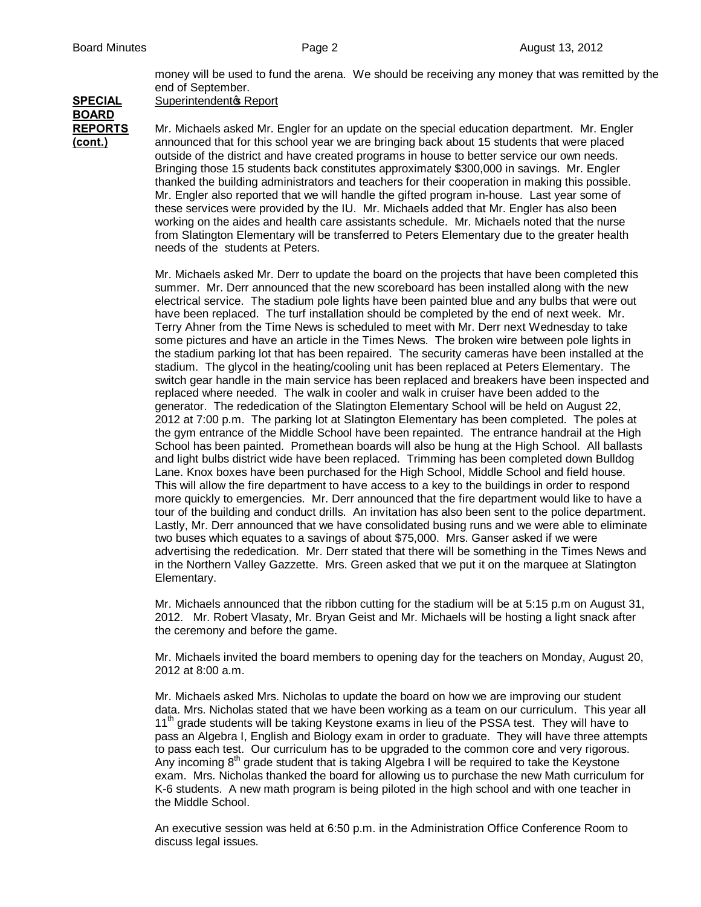money will be used to fund the arena. We should be receiving any money that was remitted by the end of September.

**SPECIAL BOARD REPORTS (cont.)**

Superintendent's Report

Mr. Michaels asked Mr. Engler for an update on the special education department. Mr. Engler announced that for this school year we are bringing back about 15 students that were placed outside of the district and have created programs in house to better service our own needs. Bringing those 15 students back constitutes approximately $300,000 in savings. Mr. Engler thanked the building administrators and teachers for their cooperation in making this possible. Mr. Engler also reported that we will handle the gifted program in-house. Last year some of these services were provided by the IU. Mr. Michaels added that Mr. Engler has also been working on the aides and health care assistants schedule. Mr. Michaels noted that the nurse from Slatington Elementary will be transferred to Peters Elementary due to the greater health needs of the students at Peters.

Mr. Michaels asked Mr. Derr to update the board on the projects that have been completed this summer. Mr. Derr announced that the new scoreboard has been installed along with the new electrical service. The stadium pole lights have been painted blue and any bulbs that were out have been replaced. The turf installation should be completed by the end of next week. Mr. Terry Ahner from the Time News is scheduled to meet with Mr. Derr next Wednesday to take some pictures and have an article in the Times News. The broken wire between pole lights in the stadium parking lot that has been repaired. The security cameras have been installed at the stadium. The glycol in the heating/cooling unit has been replaced at Peters Elementary. The switch gear handle in the main service has been replaced and breakers have been inspected and replaced where needed. The walk in cooler and walk in cruiser have been added to the generator. The rededication of the Slatington Elementary School will be held on August 22, 2012 at 7:00 p.m. The parking lot at Slatington Elementary has been completed. The poles at the gym entrance of the Middle School have been repainted. The entrance handrail at the High School has been painted. Promethean boards will also be hung at the High School. All ballasts and light bulbs district wide have been replaced. Trimming has been completed down Bulldog Lane. Knox boxes have been purchased for the High School, Middle School and field house. This will allow the fire department to have access to a key to the buildings in order to respond more quickly to emergencies. Mr. Derr announced that the fire department would like to have a tour of the building and conduct drills. An invitation has also been sent to the police department. Lastly, Mr. Derr announced that we have consolidated busing runs and we were able to eliminate two buses which equates to a savings of about $75,000. Mrs. Ganser asked if we were advertising the rededication. Mr. Derr stated that there will be something in the Times News and in the Northern Valley Gazzette. Mrs. Green asked that we put it on the marquee at Slatington Elementary.

Mr. Michaels announced that the ribbon cutting for the stadium will be at 5:15 p.m on August 31, 2012. Mr. Robert Vlasaty, Mr. Bryan Geist and Mr. Michaels will be hosting a light snack after the ceremony and before the game.

Mr. Michaels invited the board members to opening day for the teachers on Monday, August 20, 2012 at 8:00 a.m.

Mr. Michaels asked Mrs. Nicholas to update the board on how we are improving our student data. Mrs. Nicholas stated that we have been working as a team on our curriculum. This year all 11th grade students will be taking Keystone exams in lieu of the PSSA test. They will have to pass an Algebra I, English and Biology exam in order to graduate. They will have three attempts to pass each test. Our curriculum has to be upgraded to the common core and very rigorous. Any incoming 8th grade student that is taking Algebra I will be required to take the Keystone exam. Mrs. Nicholas thanked the board for allowing us to purchase the new Math curriculum for K-6 students. A new math program is being piloted in the high school and with one teacher in the Middle School.

An executive session was held at 6:50 p.m. in the Administration Office Conference Room to discuss legal issues.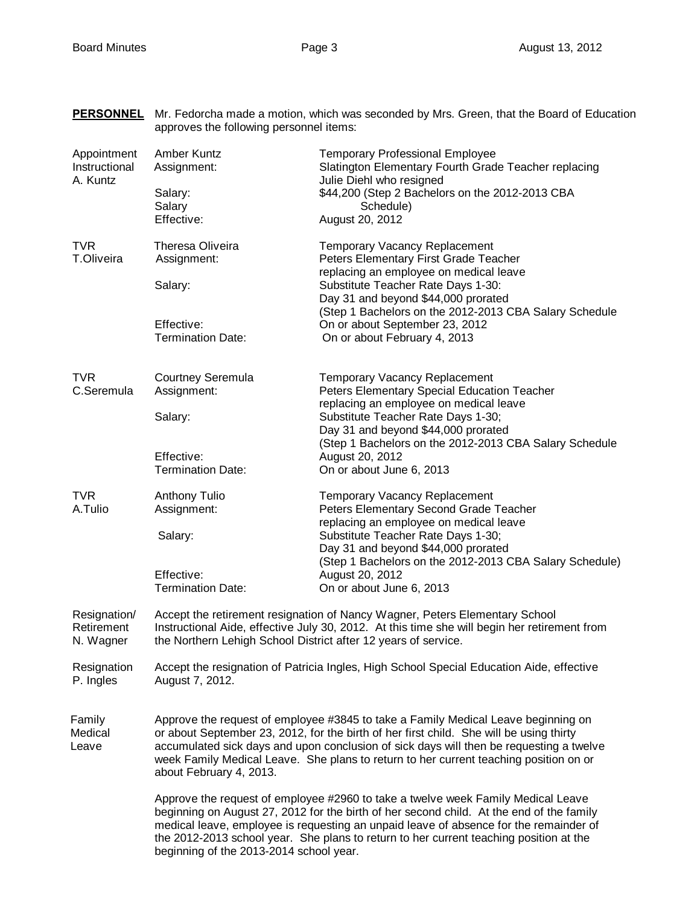**PERSONNEL** Mr. Fedorcha made a motion, which was seconded by Mrs. Green, that the Board of Education approves the following personnel items:

| | | |
|---|---|---|
| Appointment Instructional A. Kuntz | Amber Kuntz | Temporary Professional Employee |
| | Assignment: | Slatington Elementary Fourth Grade Teacher replacing Julie Diehl who resigned |
| | Salary: Salary | $44,200 (Step 2 Bachelors on the 2012-2013 CBA Schedule) |
| | Effective: | August 20, 2012 |
| TVR T.Oliveira | Theresa Oliveira | Temporary Vacancy Replacement |
| | Assignment: | Peters Elementary First Grade Teacher replacing an employee on medical leave |
| | Salary: | Substitute Teacher Rate Days 1-30: Day 31 and beyond $44,000 prorated (Step 1 Bachelors on the 2012-2013 CBA Salary Schedule |
| | Effective: | On or about September 23, 2012 |
| | Termination Date: | On or about February 4, 2013 |
| TVR C.Seremula | Courtney Seremula | Temporary Vacancy Replacement |
| | Assignment: | Peters Elementary Special Education Teacher replacing an employee on medical leave |
| | Salary: | Substitute Teacher Rate Days 1-30; Day 31 and beyond $44,000 prorated (Step 1 Bachelors on the 2012-2013 CBA Salary Schedule |
| | Effective: | August 20, 2012 |
| | Termination Date: | On or about June 6, 2013 |
| TVR A.Tulio | Anthony Tulio | Temporary Vacancy Replacement |
| | Assignment: | Peters Elementary Second Grade Teacher replacing an employee on medical leave |
| | Salary: | Substitute Teacher Rate Days 1-30; Day 31 and beyond $44,000 prorated (Step 1 Bachelors on the 2012-2013 CBA Salary Schedule) |
| | Effective: | August 20, 2012 |
| | Termination Date: | On or about June 6, 2013 |

Resignation/ Retirement N. Wagner — Accept the retirement resignation of Nancy Wagner, Peters Elementary School Instructional Aide, effective July 30, 2012. At this time she will begin her retirement from the Northern Lehigh School District after 12 years of service.

Resignation P. Ingles — Accept the resignation of Patricia Ingles, High School Special Education Aide, effective August 7, 2012.

Family Medical Leave — Approve the request of employee #3845 to take a Family Medical Leave beginning on or about September 23, 2012, for the birth of her first child. She will be using thirty accumulated sick days and upon conclusion of sick days will then be requesting a twelve week Family Medical Leave. She plans to return to her current teaching position on or about February 4, 2013.

Approve the request of employee #2960 to take a twelve week Family Medical Leave beginning on August 27, 2012 for the birth of her second child. At the end of the family medical leave, employee is requesting an unpaid leave of absence for the remainder of the 2012-2013 school year. She plans to return to her current teaching position at the beginning of the 2013-2014 school year.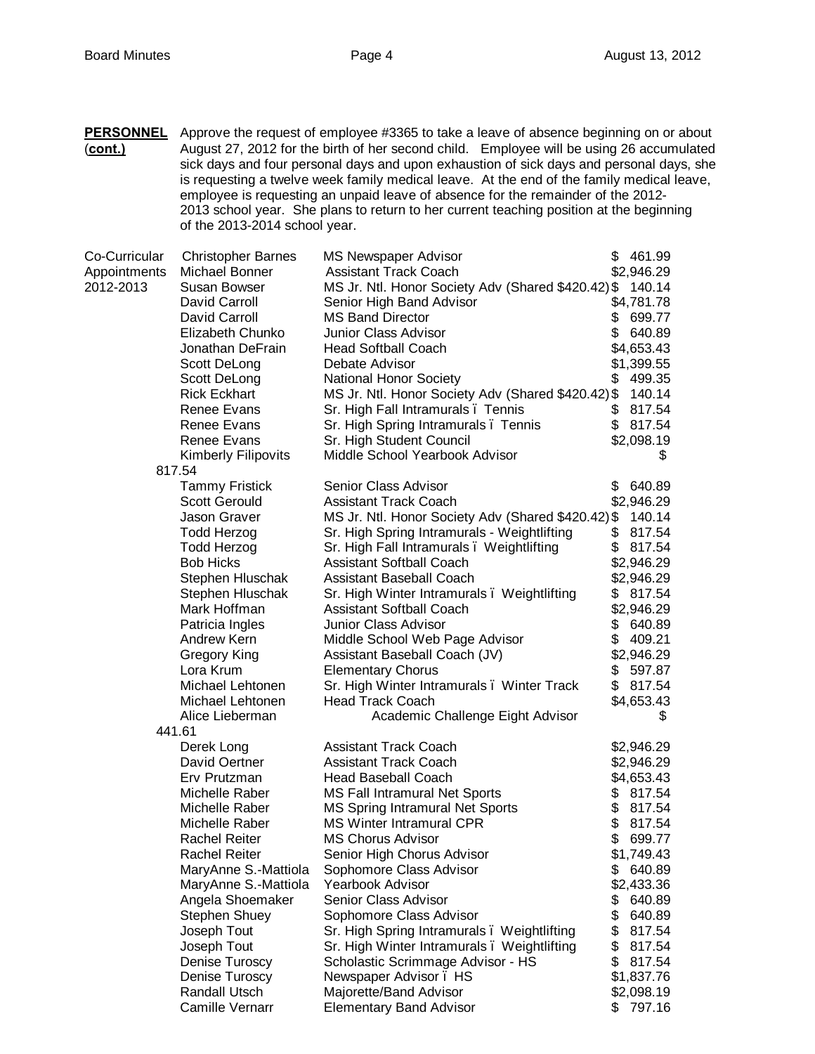**PERSONNEL (cont.)**

Approve the request of employee #3365 to take a leave of absence beginning on or about August 27, 2012 for the birth of her second child. Employee will be using 26 accumulated sick days and four personal days and upon exhaustion of sick days and personal days, she is requesting a twelve week family medical leave. At the end of the family medical leave, employee is requesting an unpaid leave of absence for the remainder of the 2012-2013 school year. She plans to return to her current teaching position at the beginning of the 2013-2014 school year.

Co-Curricular Appointments 2012-2013

| Name | Position | Amount |
| --- | --- | --- |
| Christopher Barnes | MS Newspaper Advisor | $ 461.99 |
| Michael Bonner | Assistant Track Coach | $2,946.29 |
| Susan Bowser | MS Jr. Ntl. Honor Society Adv (Shared $420.42) | $ 140.14 |
| David Carroll | Senior High Band Advisor | $4,781.78 |
| David Carroll | MS Band Director | $ 699.77 |
| Elizabeth Chunko | Junior Class Advisor | $ 640.89 |
| Jonathan DeFrain | Head Softball Coach | $4,653.43 |
| Scott DeLong | Debate Advisor | $1,399.55 |
| Scott DeLong | National Honor Society | $ 499.35 |
| Rick Eckhart | MS Jr. Ntl. Honor Society Adv (Shared $420.42) | $ 140.14 |
| Renee Evans | Sr. High Fall Intramurals – Tennis | $ 817.54 |
| Renee Evans | Sr. High Spring Intramurals – Tennis | $ 817.54 |
| Renee Evans | Sr. High Student Council | $2,098.19 |
| Kimberly Filipovits | Middle School Yearbook Advisor | $ 817.54 |
| Tammy Fristick | Senior Class Advisor | $ 640.89 |
| Scott Gerould | Assistant Track Coach | $2,946.29 |
| Jason Graver | MS Jr. Ntl. Honor Society Adv (Shared $420.42) | $ 140.14 |
| Todd Herzog | Sr. High Spring Intramurals - Weightlifting | $ 817.54 |
| Todd Herzog | Sr. High Fall Intramurals – Weightlifting | $ 817.54 |
| Bob Hicks | Assistant Softball Coach | $2,946.29 |
| Stephen Hluschak | Assistant Baseball Coach | $2,946.29 |
| Stephen Hluschak | Sr. High Winter Intramurals – Weightlifting | $ 817.54 |
| Mark Hoffman | Assistant Softball Coach | $2,946.29 |
| Patricia Ingles | Junior Class Advisor | $ 640.89 |
| Andrew Kern | Middle School Web Page Advisor | $ 409.21 |
| Gregory King | Assistant Baseball Coach (JV) | $2,946.29 |
| Lora Krum | Elementary Chorus | $ 597.87 |
| Michael Lehtonen | Sr. High Winter Intramurals – Winter Track | $ 817.54 |
| Michael Lehtonen | Head Track Coach | $4,653.43 |
| Alice Lieberman | Academic Challenge Eight Advisor | $ 441.61 |
| Derek Long | Assistant Track Coach | $2,946.29 |
| David Oertner | Assistant Track Coach | $2,946.29 |
| Erv Prutzman | Head Baseball Coach | $4,653.43 |
| Michelle Raber | MS Fall Intramural Net Sports | $ 817.54 |
| Michelle Raber | MS Spring Intramural Net Sports | $ 817.54 |
| Michelle Raber | MS Winter Intramural CPR | $ 817.54 |
| Rachel Reiter | MS Chorus Advisor | $ 699.77 |
| Rachel Reiter | Senior High Chorus Advisor | $1,749.43 |
| MaryAnne S.-Mattiola | Sophomore Class Advisor | $ 640.89 |
| MaryAnne S.-Mattiola | Yearbook Advisor | $2,433.36 |
| Angela Shoemaker | Senior Class Advisor | $ 640.89 |
| Stephen Shuey | Sophomore Class Advisor | $ 640.89 |
| Joseph Tout | Sr. High Spring Intramurals – Weightlifting | $ 817.54 |
| Joseph Tout | Sr. High Winter Intramurals – Weightlifting | $ 817.54 |
| Denise Turoscy | Scholastic Scrimmage Advisor - HS | $ 817.54 |
| Denise Turoscy | Newspaper Advisor – HS | $1,837.76 |
| Randall Utsch | Majorette/Band Advisor | $2,098.19 |
| Camille Vernarr | Elementary Band Advisor | $ 797.16 |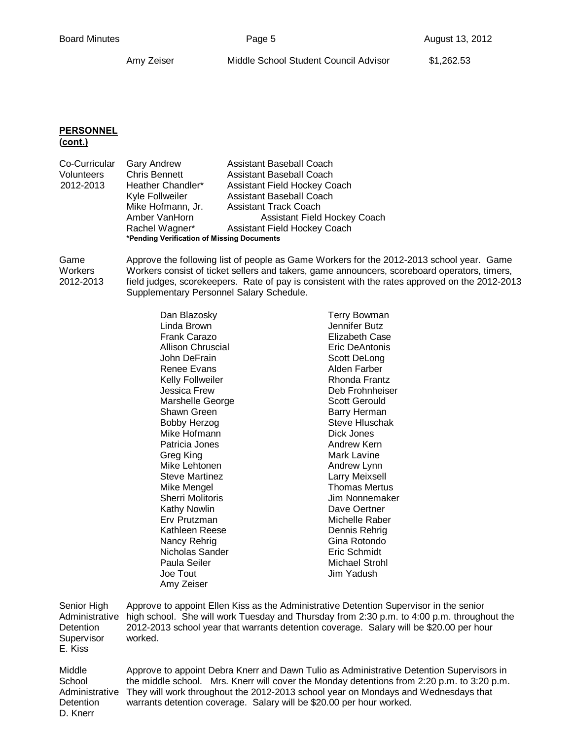| | | |
|---|---|---|
| Amy Zeiser | Middle School Student Council Advisor | $1,262.53 |

**PERSONNEL (cont.)**

Co-Curricular Volunteers 2012-2013

| Name | Position |
|---|---|
| Gary Andrew | Assistant Baseball Coach |
| Chris Bennett | Assistant Baseball Coach |
| Heather Chandler* | Assistant Field Hockey Coach |
| Kyle Follweiler | Assistant Baseball Coach |
| Mike Hofmann, Jr. | Assistant Track Coach |
| Amber VanHorn | Assistant Field Hockey Coach |
| Rachel Wagner* | Assistant Field Hockey Coach |

***Pending Verification of Missing Documents**

Game Workers 2012-2013

Approve the following list of people as Game Workers for the 2012-2013 school year. Game Workers consist of ticket sellers and takers, game announcers, scoreboard operators, timers, field judges, scorekeepers. Rate of pay is consistent with the rates approved on the 2012-2013 Supplementary Personnel Salary Schedule.

| | |
|---|---|
| Dan Blazosky | Terry Bowman |
| Linda Brown | Jennifer Butz |
| Frank Carazo | Elizabeth Case |
| Allison Chruscial | Eric DeAntonis |
| John DeFrain | Scott DeLong |
| Renee Evans | Alden Farber |
| Kelly Follweiler | Rhonda Frantz |
| Jessica Frew | Deb Frohnheiser |
| Marshelle George | Scott Gerould |
| Shawn Green | Barry Herman |
| Bobby Herzog | Steve Hluschak |
| Mike Hofmann | Dick Jones |
| Patricia Jones | Andrew Kern |
| Greg King | Mark Lavine |
| Mike Lehtonen | Andrew Lynn |
| Steve Martinez | Larry Meixsell |
| Mike Mengel | Thomas Mertus |
| Sherri Molitoris | Jim Nonnemaker |
| Kathy Nowlin | Dave Oertner |
| Erv Prutzman | Michelle Raber |
| Kathleen Reese | Dennis Rehrig |
| Nancy Rehrig | Gina Rotondo |
| Nicholas Sander | Eric Schmidt |
| Paula Seiler | Michael Strohl |
| Joe Tout | Jim Yadush |
| Amy Zeiser | |

Senior High Administrative Detention Supervisor E. Kiss

Approve to appoint Ellen Kiss as the Administrative Detention Supervisor in the senior high school. She will work Tuesday and Thursday from 2:30 p.m. to 4:00 p.m. throughout the 2012-2013 school year that warrants detention coverage. Salary will be $20.00 per hour worked.

Middle School Administrative Detention D. Knerr

Approve to appoint Debra Knerr and Dawn Tulio as Administrative Detention Supervisors in the middle school. Mrs. Knerr will cover the Monday detentions from 2:20 p.m. to 3:20 p.m. They will work throughout the 2012-2013 school year on Mondays and Wednesdays that warrants detention coverage. Salary will be $20.00 per hour worked.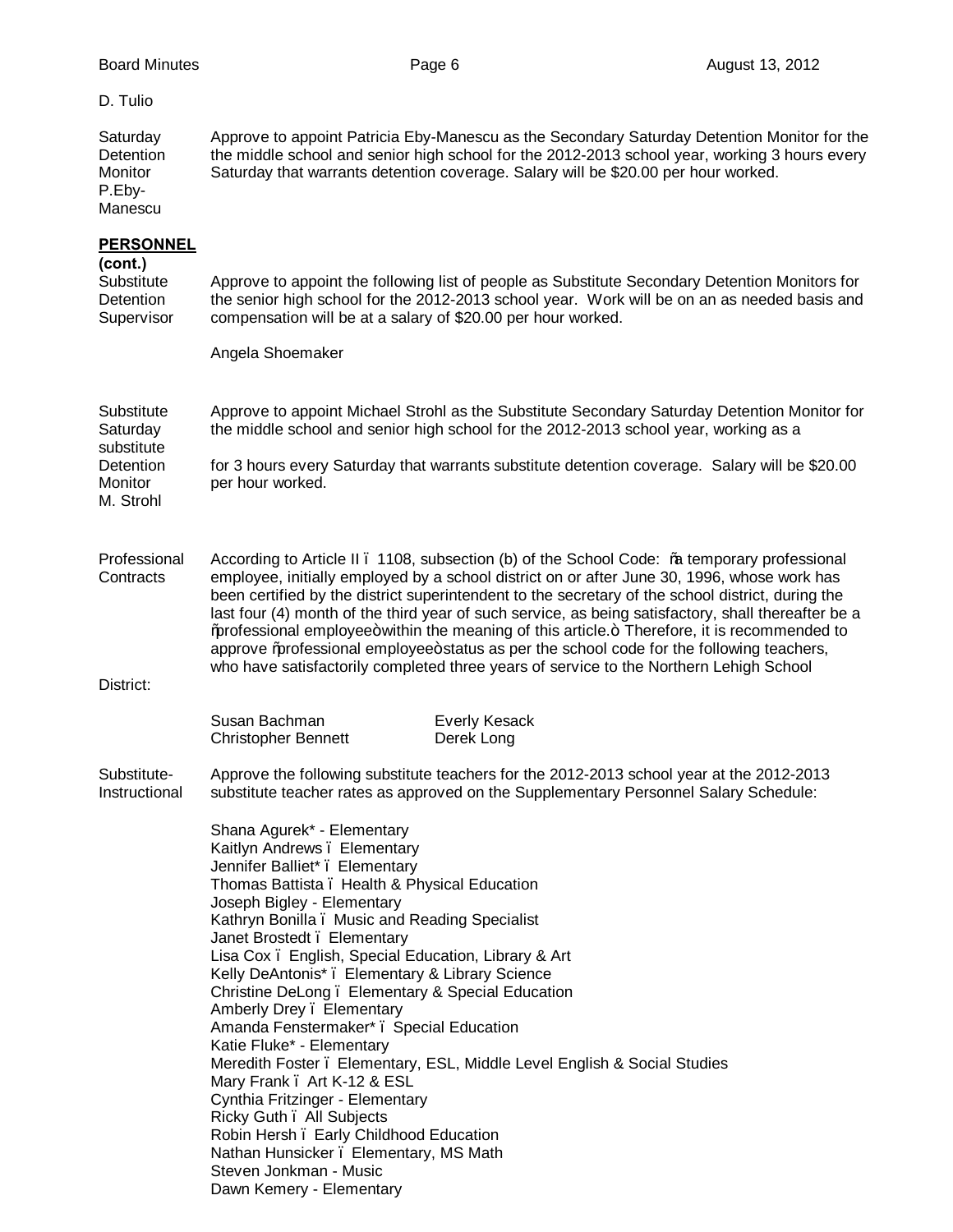D. Tulio

Saturday Detention Monitor P.Eby-Manescu

Approve to appoint Patricia Eby-Manescu as the Secondary Saturday Detention Monitor for the the middle school and senior high school for the 2012-2013 school year, working 3 hours every Saturday that warrants detention coverage. Salary will be $20.00 per hour worked.

**PERSONNEL (cont.)**

Substitute Detention Supervisor

Approve to appoint the following list of people as Substitute Secondary Detention Monitors for the senior high school for the 2012-2013 school year. Work will be on an as needed basis and compensation will be at a salary of $20.00 per hour worked.

Angela Shoemaker

Substitute Saturday substitute Detention Monitor M. Strohl

Approve to appoint Michael Strohl as the Substitute Secondary Saturday Detention Monitor for the middle school and senior high school for the 2012-2013 school year, working as a

for 3 hours every Saturday that warrants substitute detention coverage. Salary will be $20.00 per hour worked.

Professional Contracts

According to Article II – 1108, subsection (b) of the School Code: "a temporary professional employee, initially employed by a school district on or after June 30, 1996, whose work has been certified by the district superintendent to the secretary of the school district, during the last four (4) month of the third year of such service, as being satisfactory, shall thereafter be a "professional employee" within the meaning of this article." Therefore, it is recommended to approve "professional employee" status as per the school code for the following teachers, who have satisfactorily completed three years of service to the Northern Lehigh School District:

| | |
|---|---|
| Susan Bachman | Everly Kesack |
| Christopher Bennett | Derek Long |

Substitute-Instructional

Approve the following substitute teachers for the 2012-2013 school year at the 2012-2013 substitute teacher rates as approved on the Supplementary Personnel Salary Schedule:

Shana Agurek* - Elementary
Kaitlyn Andrews – Elementary
Jennifer Balliet* – Elementary
Thomas Battista – Health & Physical Education
Joseph Bigley - Elementary
Kathryn Bonilla – Music and Reading Specialist
Janet Brostedt – Elementary
Lisa Cox – English, Special Education, Library & Art
Kelly DeAntonis* – Elementary & Library Science
Christine DeLong – Elementary & Special Education
Amberly Drey – Elementary
Amanda Fenstermaker* – Special Education
Katie Fluke* - Elementary
Meredith Foster – Elementary, ESL, Middle Level English & Social Studies
Mary Frank – Art K-12 & ESL
Cynthia Fritzinger - Elementary
Ricky Guth – All Subjects
Robin Hersh – Early Childhood Education
Nathan Hunsicker – Elementary, MS Math
Steven Jonkman - Music
Dawn Kemery - Elementary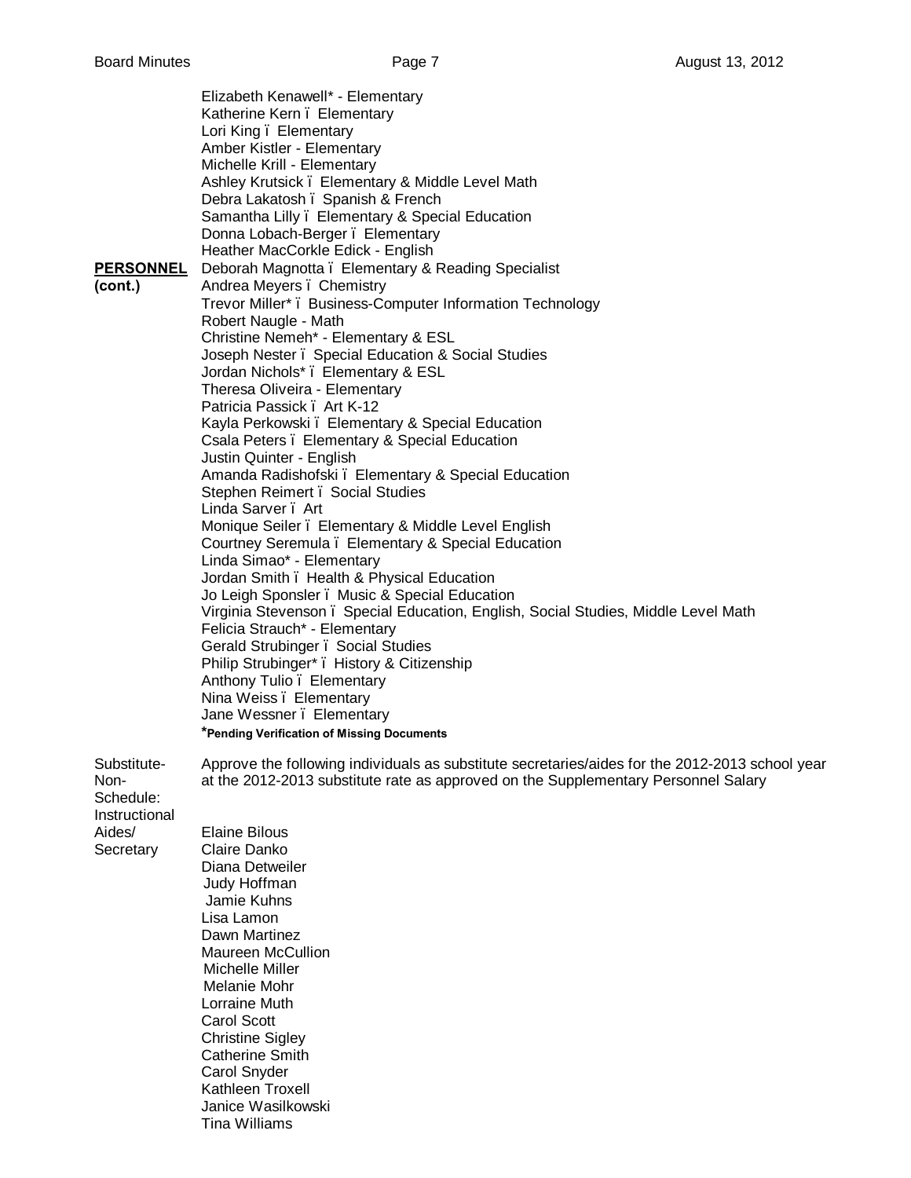**PERSONNEL (cont.)**

Elizabeth Kenawell* - Elementary
Katherine Kern ï Elementary
Lori King ï Elementary
Amber Kistler - Elementary
Michelle Krill - Elementary
Ashley Krutsick ï Elementary & Middle Level Math
Debra Lakatosh ï Spanish & French
Samantha Lilly ï Elementary & Special Education
Donna Lobach-Berger ï Elementary
Heather MacCorkle Edick - English
Deborah Magnotta ï Elementary & Reading Specialist
Andrea Meyers ï Chemistry
Trevor Miller* ï Business-Computer Information Technology
Robert Naugle - Math
Christine Nemeh* - Elementary & ESL
Joseph Nester ï Special Education & Social Studies
Jordan Nichols* ï Elementary & ESL
Theresa Oliveira - Elementary
Patricia Passick ï Art K-12
Kayla Perkowski ï Elementary & Special Education
Csala Peters ï Elementary & Special Education
Justin Quinter - English
Amanda Radishofski ï Elementary & Special Education
Stephen Reimert ï Social Studies
Linda Sarver ï Art
Monique Seiler ï Elementary & Middle Level English
Courtney Seremula ï Elementary & Special Education
Linda Simao* - Elementary
Jordan Smith ï Health & Physical Education
Jo Leigh Sponsler ï Music & Special Education
Virginia Stevenson ï Special Education, English, Social Studies, Middle Level Math
Felicia Strauch* - Elementary
Gerald Strubinger ï Social Studies
Philip Strubinger* ï History & Citizenship
Anthony Tulio ï Elementary
Nina Weiss ï Elementary
Jane Wessner ï Elementary
***Pending Verification of Missing Documents**

Substitute-Non-Schedule: Instructional Aides/ Secretary

Approve the following individuals as substitute secretaries/aides for the 2012-2013 school year at the 2012-2013 substitute rate as approved on the Supplementary Personnel Salary

Elaine Bilous
Claire Danko
Diana Detweiler
Judy Hoffman
Jamie Kuhns
Lisa Lamon
Dawn Martinez
Maureen McCullion
Michelle Miller
Melanie Mohr
Lorraine Muth
Carol Scott
Christine Sigley
Catherine Smith
Carol Snyder
Kathleen Troxell
Janice Wasilkowski
Tina Williams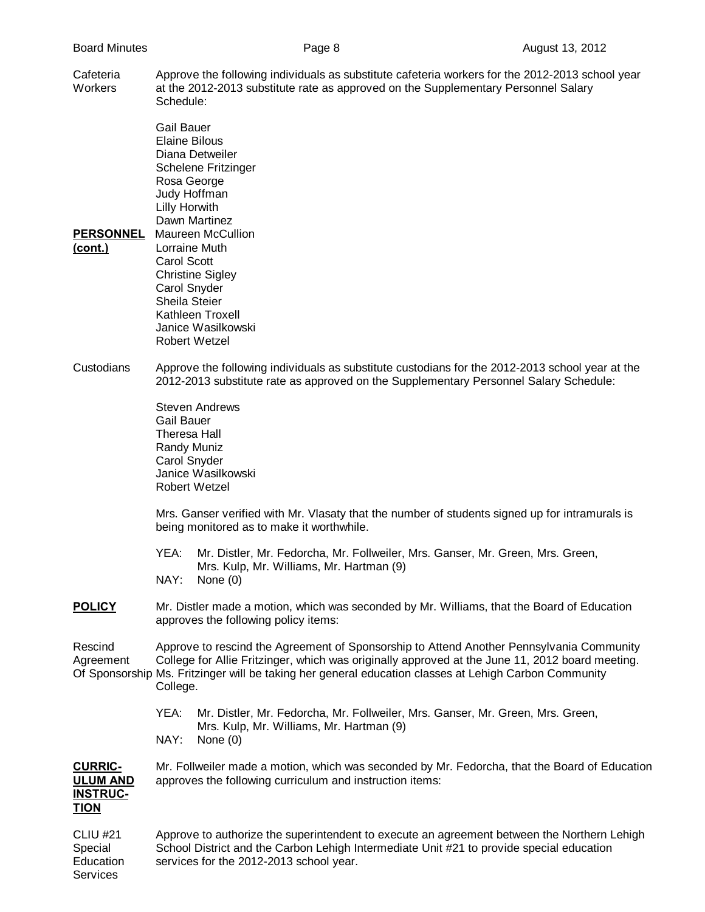Cafeteria Workers

Approve the following individuals as substitute cafeteria workers for the 2012-2013 school year at the 2012-2013 substitute rate as approved on the Supplementary Personnel Salary Schedule:

Gail Bauer
Elaine Bilous
Diana Detweiler
Schelene Fritzinger
Rosa George
Judy Hoffman
Lilly Horwith
Dawn Martinez
Maureen McCullion
Lorraine Muth
Carol Scott
Christine Sigley
Carol Snyder
Sheila Steier
Kathleen Troxell
Janice Wasilkowski
Robert Wetzel

**PERSONNEL (cont.)**

Custodians

Approve the following individuals as substitute custodians for the 2012-2013 school year at the 2012-2013 substitute rate as approved on the Supplementary Personnel Salary Schedule:

Steven Andrews
Gail Bauer
Theresa Hall
Randy Muniz
Carol Snyder
Janice Wasilkowski
Robert Wetzel

Mrs. Ganser verified with Mr. Vlasaty that the number of students signed up for intramurals is being monitored as to make it worthwhile.

YEA: Mr. Distler, Mr. Fedorcha, Mr. Follweiler, Mrs. Ganser, Mr. Green, Mrs. Green, Mrs. Kulp, Mr. Williams, Mr. Hartman (9)
NAY: None (0)

**POLICY**

Mr. Distler made a motion, which was seconded by Mr. Williams, that the Board of Education approves the following policy items:

Rescind Agreement Of Sponsorship

Approve to rescind the Agreement of Sponsorship to Attend Another Pennsylvania Community College for Allie Fritzinger, which was originally approved at the June 11, 2012 board meeting. Ms. Fritzinger will be taking her general education classes at Lehigh Carbon Community College.

YEA: Mr. Distler, Mr. Fedorcha, Mr. Follweiler, Mrs. Ganser, Mr. Green, Mrs. Green, Mrs. Kulp, Mr. Williams, Mr. Hartman (9)
NAY: None (0)

**CURRICULUM AND INSTRUCTION**

Mr. Follweiler made a motion, which was seconded by Mr. Fedorcha, that the Board of Education approves the following curriculum and instruction items:

CLIU #21 Special Education Services

Approve to authorize the superintendent to execute an agreement between the Northern Lehigh School District and the Carbon Lehigh Intermediate Unit #21 to provide special education services for the 2012-2013 school year.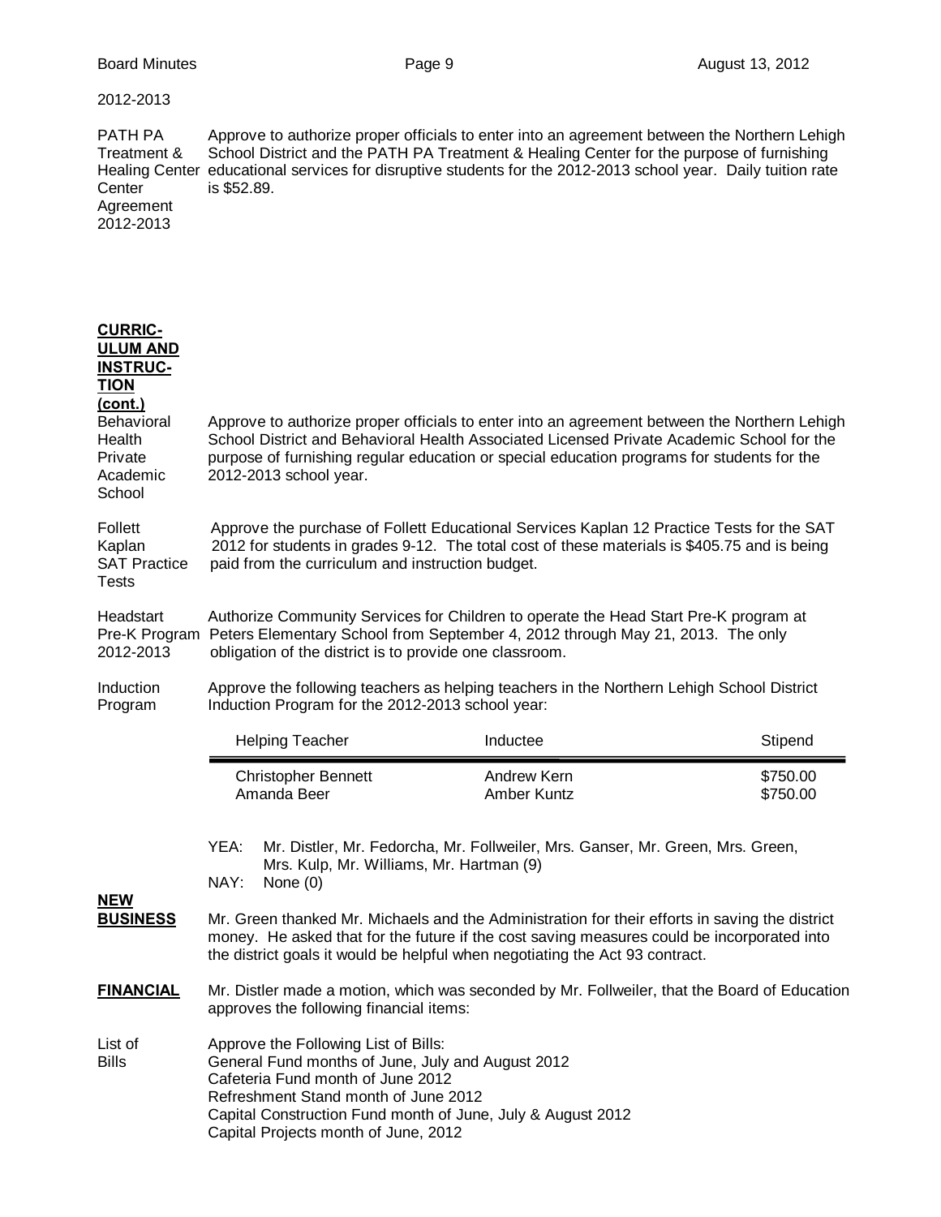2012-2013

PATH PA Treatment & Healing Center Center Agreement 2012-2013 — Approve to authorize proper officials to enter into an agreement between the Northern Lehigh School District and the PATH PA Treatment & Healing Center for the purpose of furnishing educational services for disruptive students for the 2012-2013 school year. Daily tuition rate is $52.89.

**CURRICULUM AND INSTRUCTION (cont.)**

Behavioral Health Private Academic School — Approve to authorize proper officials to enter into an agreement between the Northern Lehigh School District and Behavioral Health Associated Licensed Private Academic School for the purpose of furnishing regular education or special education programs for students for the 2012-2013 school year.

Follett Kaplan SAT Practice Tests — Approve the purchase of Follett Educational Services Kaplan 12 Practice Tests for the SAT 2012 for students in grades 9-12. The total cost of these materials is $405.75 and is being paid from the curriculum and instruction budget.

Headstart Pre-K Program 2012-2013 — Authorize Community Services for Children to operate the Head Start Pre-K program at Peters Elementary School from September 4, 2012 through May 21, 2013. The only obligation of the district is to provide one classroom.

Induction Program — Approve the following teachers as helping teachers in the Northern Lehigh School District Induction Program for the 2012-2013 school year:

| Helping Teacher | Inductee | Stipend |
|---|---|---|
| Christopher Bennett | Andrew Kern | $750.00 |
| Amanda Beer | Amber Kuntz | $750.00 |

YEA: Mr. Distler, Mr. Fedorcha, Mr. Follweiler, Mrs. Ganser, Mr. Green, Mrs. Green, Mrs. Kulp, Mr. Williams, Mr. Hartman (9)
NAY: None (0)

**NEW BUSINESS**

Mr. Green thanked Mr. Michaels and the Administration for their efforts in saving the district money. He asked that for the future if the cost saving measures could be incorporated into the district goals it would be helpful when negotiating the Act 93 contract.

**FINANCIAL**

Mr. Distler made a motion, which was seconded by Mr. Follweiler, that the Board of Education approves the following financial items:

List of Bills — Approve the Following List of Bills:
General Fund months of June, July and August 2012
Cafeteria Fund month of June 2012
Refreshment Stand month of June 2012
Capital Construction Fund month of June, July & August 2012
Capital Projects month of June, 2012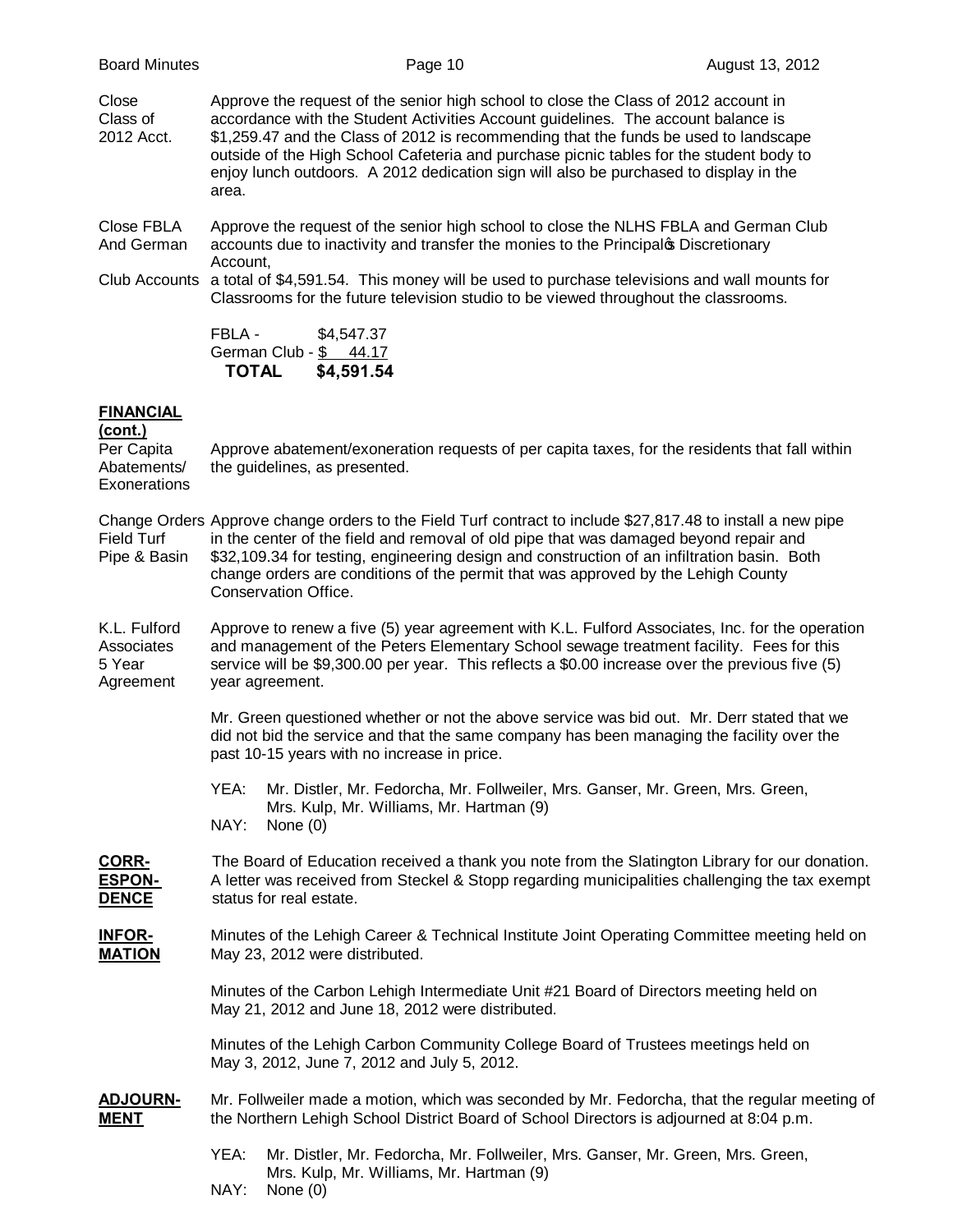**Close Class of 2012 Acct.** Approve the request of the senior high school to close the Class of 2012 account in accordance with the Student Activities Account guidelines. The account balance is $1,259.47 and the Class of 2012 is recommending that the funds be used to landscape outside of the High School Cafeteria and purchase picnic tables for the student body to enjoy lunch outdoors. A 2012 dedication sign will also be purchased to display in the area.

**Close FBLA And German Club Accounts** Approve the request of the senior high school to close the NLHS FBLA and German Club accounts due to inactivity and transfer the monies to the Principal's Discretionary Account, a total of $4,591.54. This money will be used to purchase televisions and wall mounts for Classrooms for the future television studio to be viewed throughout the classrooms.

| | |
|---|---|
| FBLA - | $4,547.37 |
| German Club - | $ 44.17 |
| **TOTAL** | **$4,591.54** |

**FINANCIAL (cont.)**

**Per Capita Abatements/ Exonerations** Approve abatement/exoneration requests of per capita taxes, for the residents that fall within the guidelines, as presented.

**Change Orders Field Turf Pipe & Basin** Approve change orders to the Field Turf contract to include $27,817.48 to install a new pipe in the center of the field and removal of old pipe that was damaged beyond repair and $32,109.34 for testing, engineering design and construction of an infiltration basin. Both change orders are conditions of the permit that was approved by the Lehigh County Conservation Office.

**K.L. Fulford Associates 5 Year Agreement** Approve to renew a five (5) year agreement with K.L. Fulford Associates, Inc. for the operation and management of the Peters Elementary School sewage treatment facility. Fees for this service will be $9,300.00 per year. This reflects a $0.00 increase over the previous five (5) year agreement.

Mr. Green questioned whether or not the above service was bid out. Mr. Derr stated that we did not bid the service and that the same company has been managing the facility over the past 10-15 years with no increase in price.

YEA: Mr. Distler, Mr. Fedorcha, Mr. Follweiler, Mrs. Ganser, Mr. Green, Mrs. Green, Mrs. Kulp, Mr. Williams, Mr. Hartman (9)
NAY: None (0)

**CORRESPONDENCE** The Board of Education received a thank you note from the Slatington Library for our donation. A letter was received from Steckel & Stopp regarding municipalities challenging the tax exempt status for real estate.

**INFORMATION** Minutes of the Lehigh Career & Technical Institute Joint Operating Committee meeting held on May 23, 2012 were distributed.

Minutes of the Carbon Lehigh Intermediate Unit #21 Board of Directors meeting held on May 21, 2012 and June 18, 2012 were distributed.

Minutes of the Lehigh Carbon Community College Board of Trustees meetings held on May 3, 2012, June 7, 2012 and July 5, 2012.

**ADJOURNMENT** Mr. Follweiler made a motion, which was seconded by Mr. Fedorcha, that the regular meeting of the Northern Lehigh School District Board of School Directors is adjourned at 8:04 p.m.

YEA: Mr. Distler, Mr. Fedorcha, Mr. Follweiler, Mrs. Ganser, Mr. Green, Mrs. Green, Mrs. Kulp, Mr. Williams, Mr. Hartman (9)
NAY: None (0)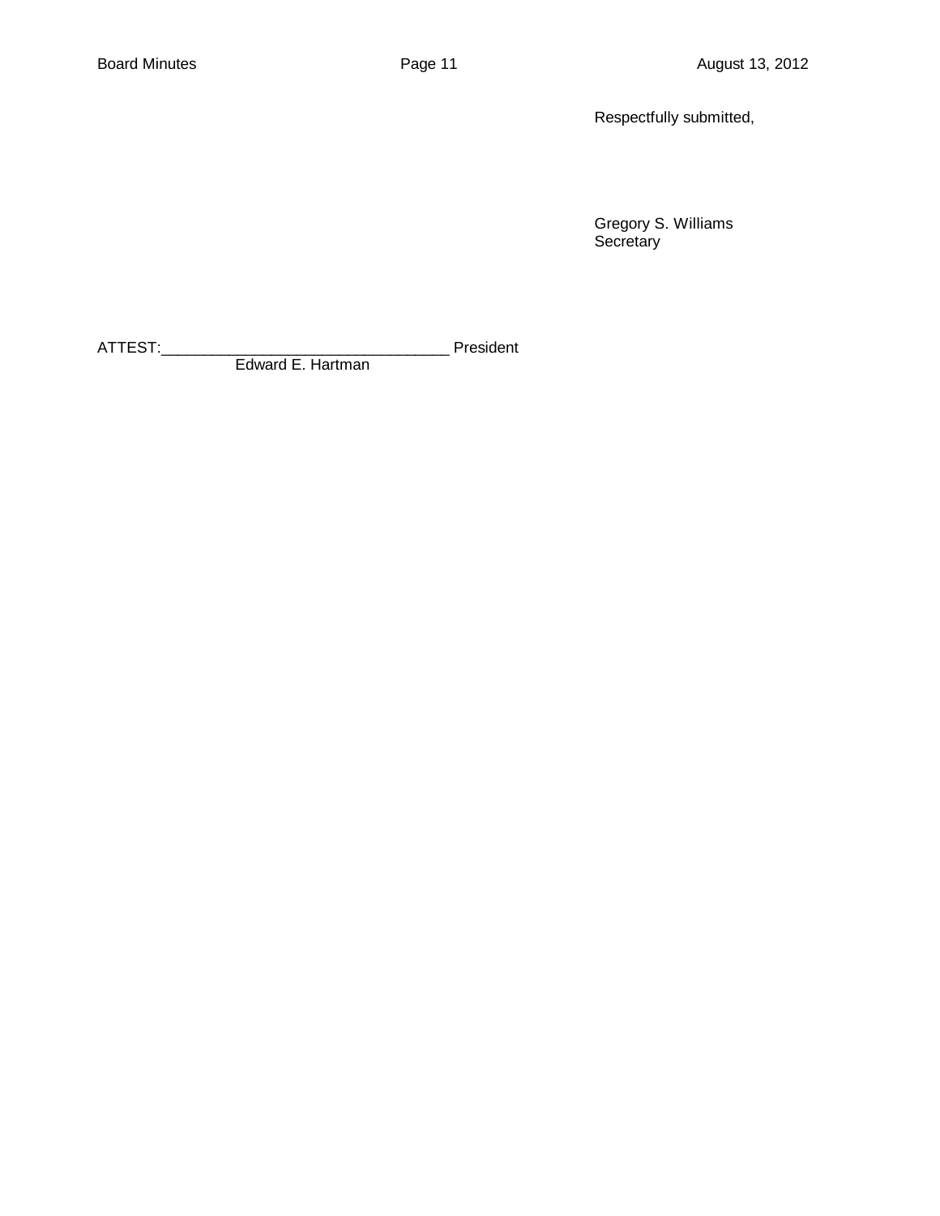Respectfully submitted,

Gregory S. Williams
Secretary

ATTEST:_________________________________ President
Edward E. Hartman